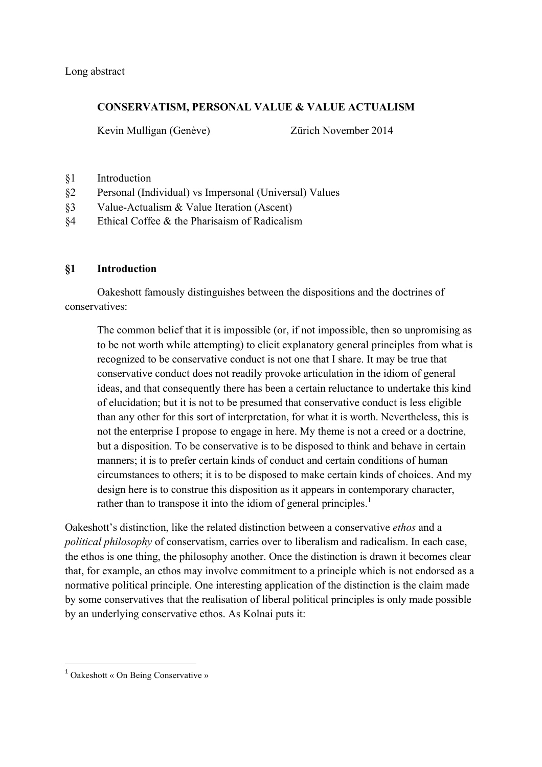Long abstract

## CONSERVATISM, PERSONAL VALUE & VALUE ACTUALISM

Kevin Mulligan (Genève) Zürich November 2014

§1 Introduction
§2 Personal (Individual) vs Impersonal (Universal) Values
§3 Value-Actualism & Value Iteration (Ascent)
§4 Ethical Coffee & the Pharisaism of Radicalism

### §1 Introduction

Oakeshott famously distinguishes between the dispositions and the doctrines of conservatives:

> The common belief that it is impossible (or, if not impossible, then so unpromising as to be not worth while attempting) to elicit explanatory general principles from what is recognized to be conservative conduct is not one that I share. It may be true that conservative conduct does not readily provoke articulation in the idiom of general ideas, and that consequently there has been a certain reluctance to undertake this kind of elucidation; but it is not to be presumed that conservative conduct is less eligible than any other for this sort of interpretation, for what it is worth. Nevertheless, this is not the enterprise I propose to engage in here. My theme is not a creed or a doctrine, but a disposition. To be conservative is to be disposed to think and behave in certain manners; it is to prefer certain kinds of conduct and certain conditions of human circumstances to others; it is to be disposed to make certain kinds of choices. And my design here is to construe this disposition as it appears in contemporary character, rather than to transpose it into the idiom of general principles.[1]

Oakeshott's distinction, like the related distinction between a conservative *ethos* and a *political philosophy* of conservatism, carries over to liberalism and radicalism. In each case, the ethos is one thing, the philosophy another. Once the distinction is drawn it becomes clear that, for example, an ethos may involve commitment to a principle which is not endorsed as a normative political principle. One interesting application of the distinction is the claim made by some conservatives that the realisation of liberal political principles is only made possible by an underlying conservative ethos. As Kolnai puts it:

---

[1] Oakeshott « On Being Conservative »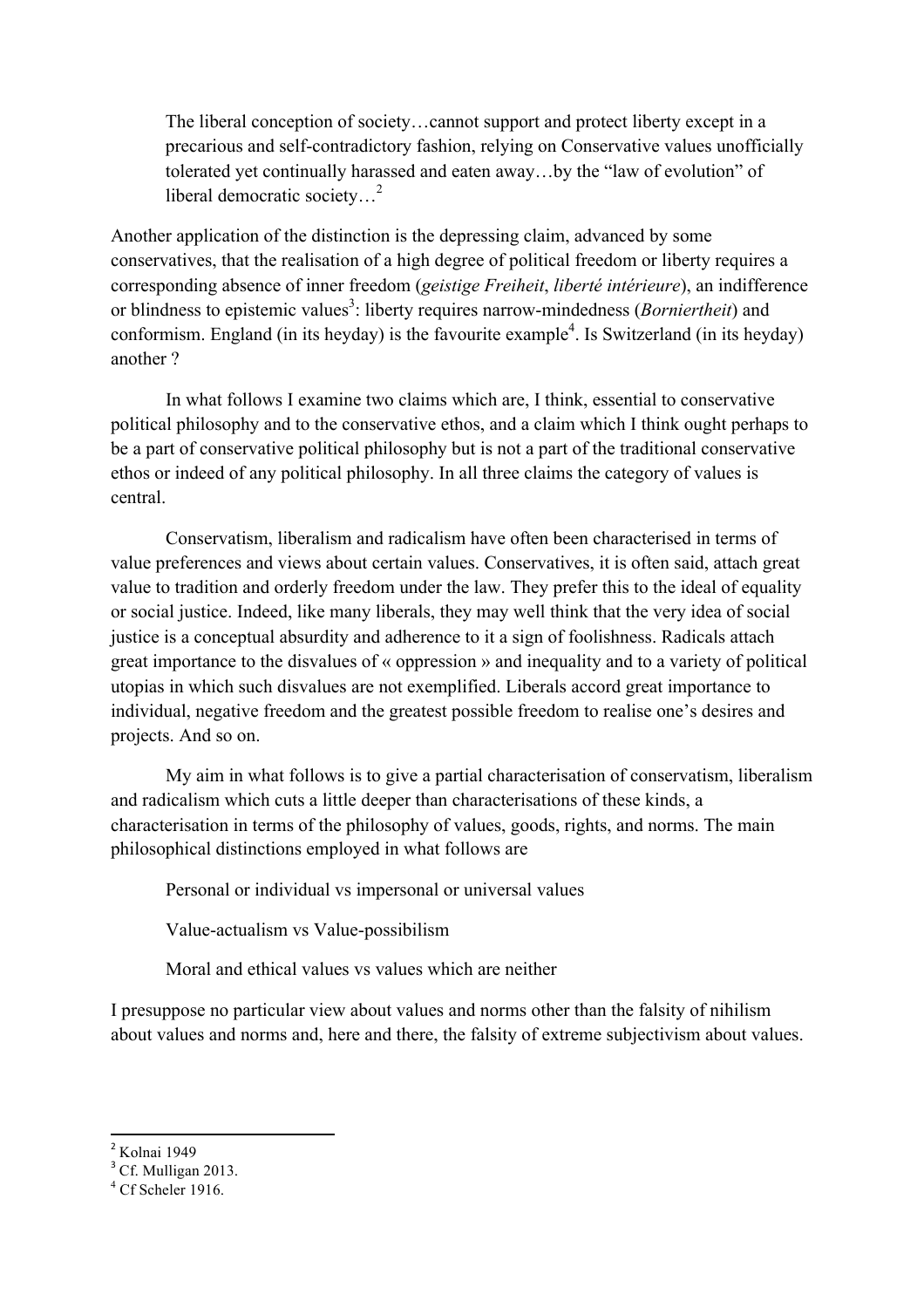> The liberal conception of society…cannot support and protect liberty except in a precarious and self-contradictory fashion, relying on Conservative values unofficially tolerated yet continually harassed and eaten away…by the "law of evolution" of liberal democratic society…[2]

Another application of the distinction is the depressing claim, advanced by some conservatives, that the realisation of a high degree of political freedom or liberty requires a corresponding absence of inner freedom (*geistige Freiheit*, *liberté intérieure*), an indifference or blindness to epistemic values[3]: liberty requires narrow-mindedness (*Borniertheit*) and conformism. England (in its heyday) is the favourite example[4]. Is Switzerland (in its heyday) another ?

In what follows I examine two claims which are, I think, essential to conservative political philosophy and to the conservative ethos, and a claim which I think ought perhaps to be a part of conservative political philosophy but is not a part of the traditional conservative ethos or indeed of any political philosophy. In all three claims the category of values is central.

Conservatism, liberalism and radicalism have often been characterised in terms of value preferences and views about certain values. Conservatives, it is often said, attach great value to tradition and orderly freedom under the law. They prefer this to the ideal of equality or social justice. Indeed, like many liberals, they may well think that the very idea of social justice is a conceptual absurdity and adherence to it a sign of foolishness. Radicals attach great importance to the disvalues of « oppression » and inequality and to a variety of political utopias in which such disvalues are not exemplified. Liberals accord great importance to individual, negative freedom and the greatest possible freedom to realise one's desires and projects. And so on.

My aim in what follows is to give a partial characterisation of conservatism, liberalism and radicalism which cuts a little deeper than characterisations of these kinds, a characterisation in terms of the philosophy of values, goods, rights, and norms. The main philosophical distinctions employed in what follows are

> Personal or individual vs impersonal or universal values
>
> Value-actualism vs Value-possibilism
>
> Moral and ethical values vs values which are neither

I presuppose no particular view about values and norms other than the falsity of nihilism about values and norms and, here and there, the falsity of extreme subjectivism about values.

---

[2] Kolnai 1949

[3] Cf. Mulligan 2013.

[4] Cf Scheler 1916.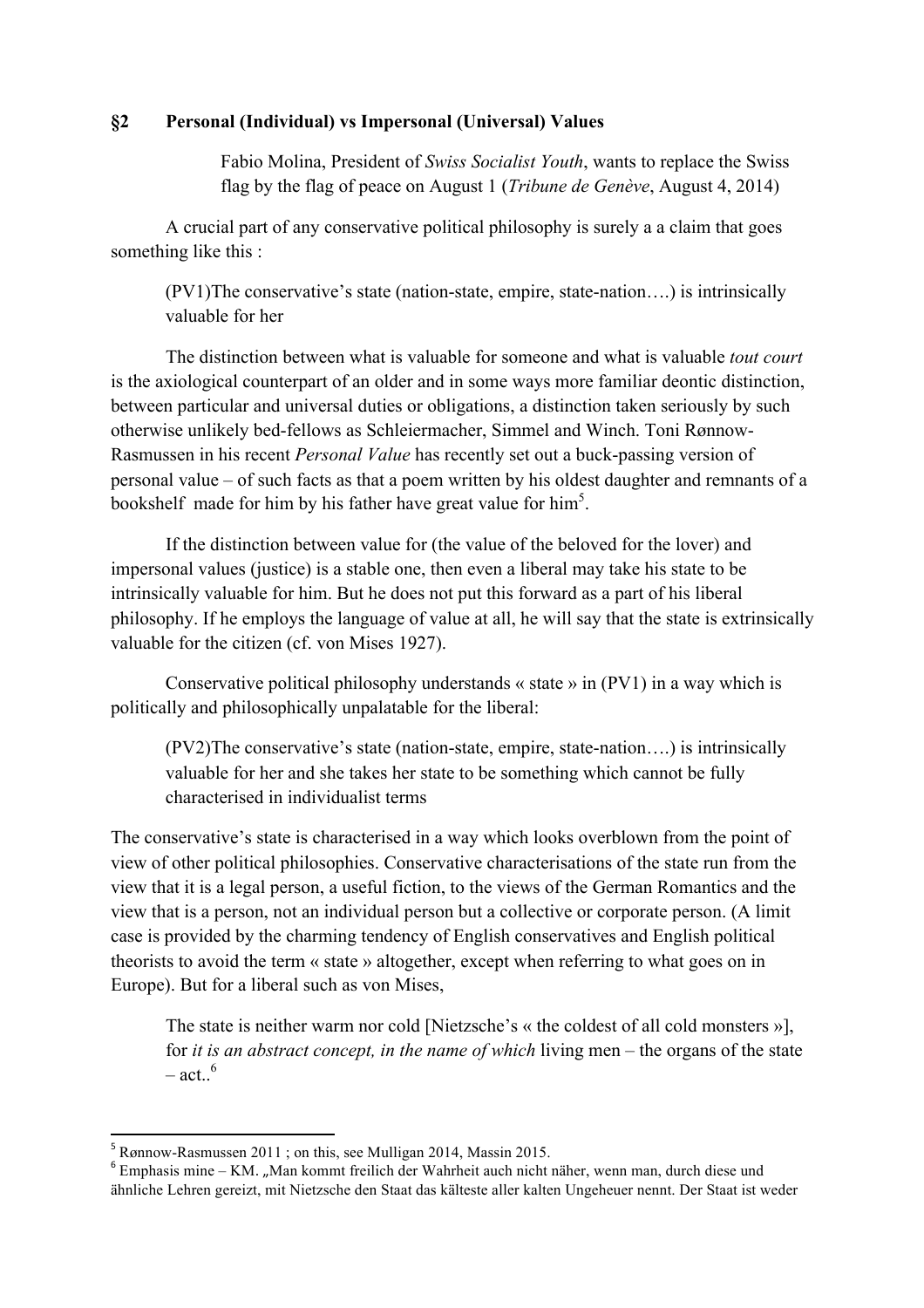## §2 Personal (Individual) vs Impersonal (Universal) Values

> Fabio Molina, President of *Swiss Socialist Youth*, wants to replace the Swiss flag by the flag of peace on August 1 (*Tribune de Genève*, August 4, 2014)

A crucial part of any conservative political philosophy is surely a a claim that goes something like this :

> (PV1)The conservative's state (nation-state, empire, state-nation….) is intrinsically valuable for her

The distinction between what is valuable for someone and what is valuable *tout court* is the axiological counterpart of an older and in some ways more familiar deontic distinction, between particular and universal duties or obligations, a distinction taken seriously by such otherwise unlikely bed-fellows as Schleiermacher, Simmel and Winch. Toni Rønnow-Rasmussen in his recent *Personal Value* has recently set out a buck-passing version of personal value – of such facts as that a poem written by his oldest daughter and remnants of a bookshelf made for him by his father have great value for him[5].

If the distinction between value for (the value of the beloved for the lover) and impersonal values (justice) is a stable one, then even a liberal may take his state to be intrinsically valuable for him. But he does not put this forward as a part of his liberal philosophy. If he employs the language of value at all, he will say that the state is extrinsically valuable for the citizen (cf. von Mises 1927).

Conservative political philosophy understands « state » in (PV1) in a way which is politically and philosophically unpalatable for the liberal:

> (PV2)The conservative's state (nation-state, empire, state-nation….) is intrinsically valuable for her and she takes her state to be something which cannot be fully characterised in individualist terms

The conservative's state is characterised in a way which looks overblown from the point of view of other political philosophies. Conservative characterisations of the state run from the view that it is a legal person, a useful fiction, to the views of the German Romantics and the view that is a person, not an individual person but a collective or corporate person. (A limit case is provided by the charming tendency of English conservatives and English political theorists to avoid the term « state » altogether, except when referring to what goes on in Europe). But for a liberal such as von Mises,

> The state is neither warm nor cold [Nietzsche's « the coldest of all cold monsters »], for *it is an abstract concept, in the name of which* living men – the organs of the state – act..[6]

---

[5] Rønnow-Rasmussen 2011 ; on this, see Mulligan 2014, Massin 2015.

[6] Emphasis mine – KM. „Man kommt freilich der Wahrheit auch nicht näher, wenn man, durch diese und ähnliche Lehren gereizt, mit Nietzsche den Staat das kälteste aller kalten Ungeheuer nennt. Der Staat ist weder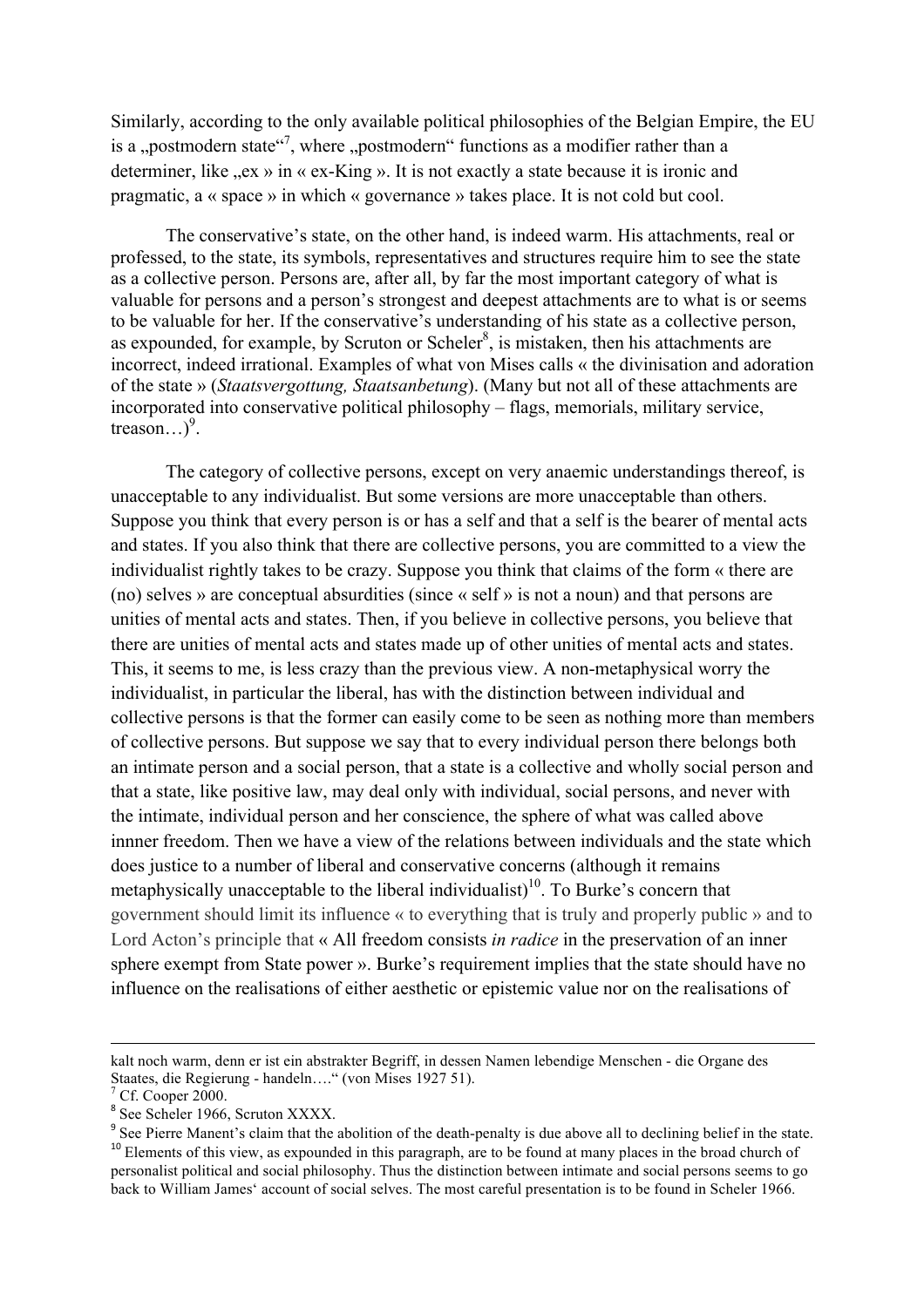Similarly, according to the only available political philosophies of the Belgian Empire, the EU is a „postmodern state“[7], where „postmodern“ functions as a modifier rather than a determiner, like „ex » in « ex-King ». It is not exactly a state because it is ironic and pragmatic, a « space » in which « governance » takes place. It is not cold but cool.

The conservative's state, on the other hand, is indeed warm. His attachments, real or professed, to the state, its symbols, representatives and structures require him to see the state as a collective person. Persons are, after all, by far the most important category of what is valuable for persons and a person's strongest and deepest attachments are to what is or seems to be valuable for her. If the conservative's understanding of his state as a collective person, as expounded, for example, by Scruton or Scheler[8], is mistaken, then his attachments are incorrect, indeed irrational. Examples of what von Mises calls « the divinisation and adoration of the state » (*Staatsvergottung, Staatsanbetung*). (Many but not all of these attachments are incorporated into conservative political philosophy – flags, memorials, military service, treason…)[9].

The category of collective persons, except on very anaemic understandings thereof, is unacceptable to any individualist. But some versions are more unacceptable than others. Suppose you think that every person is or has a self and that a self is the bearer of mental acts and states. If you also think that there are collective persons, you are committed to a view the individualist rightly takes to be crazy. Suppose you think that claims of the form « there are (no) selves » are conceptual absurdities (since « self » is not a noun) and that persons are unities of mental acts and states. Then, if you believe in collective persons, you believe that there are unities of mental acts and states made up of other unities of mental acts and states. This, it seems to me, is less crazy than the previous view. A non-metaphysical worry the individualist, in particular the liberal, has with the distinction between individual and collective persons is that the former can easily come to be seen as nothing more than members of collective persons. But suppose we say that to every individual person there belongs both an intimate person and a social person, that a state is a collective and wholly social person and that a state, like positive law, may deal only with individual, social persons, and never with the intimate, individual person and her conscience, the sphere of what was called above innner freedom. Then we have a view of the relations between individuals and the state which does justice to a number of liberal and conservative concerns (although it remains metaphysically unacceptable to the liberal individualist)[10]. To Burke's concern that government should limit its influence « to everything that is truly and properly public » and to Lord Acton's principle that « All freedom consists *in radice* in the preservation of an inner sphere exempt from State power ». Burke's requirement implies that the state should have no influence on the realisations of either aesthetic or epistemic value nor on the realisations of

---

kalt noch warm, denn er ist ein abstrakter Begriff, in dessen Namen lebendige Menschen - die Organe des Staates, die Regierung - handeln…." (von Mises 1927 51).

[7] Cf. Cooper 2000.

[8] See Scheler 1966, Scruton XXXX.

[9] See Pierre Manent's claim that the abolition of the death-penalty is due above all to declining belief in the state.

[10] Elements of this view, as expounded in this paragraph, are to be found at many places in the broad church of personalist political and social philosophy. Thus the distinction between intimate and social persons seems to go back to William James' account of social selves. The most careful presentation is to be found in Scheler 1966.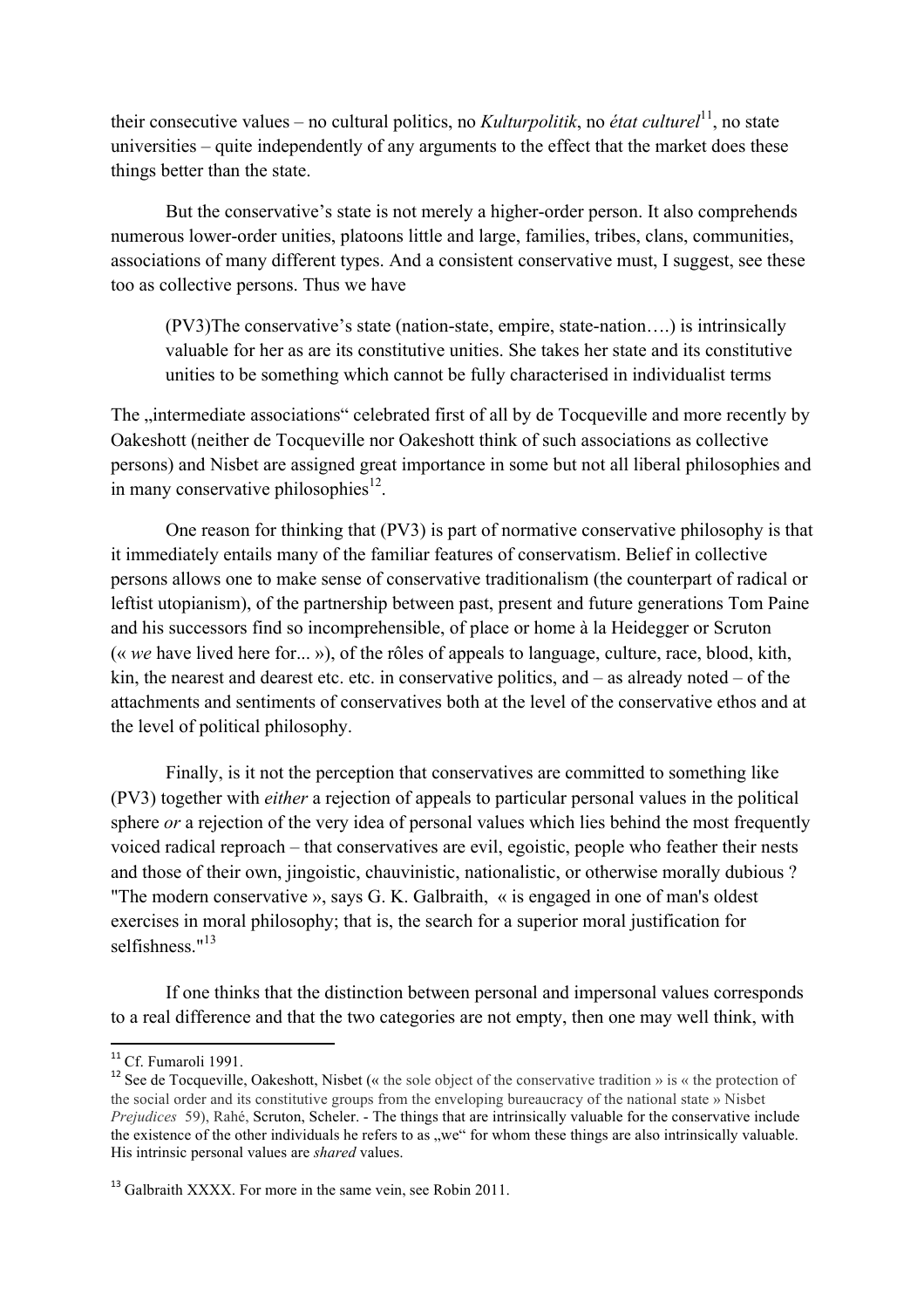their consecutive values – no cultural politics, no *Kulturpolitik*, no *état culturel*[11], no state universities – quite independently of any arguments to the effect that the market does these things better than the state.

But the conservative's state is not merely a higher-order person. It also comprehends numerous lower-order unities, platoons little and large, families, tribes, clans, communities, associations of many different types. And a consistent conservative must, I suggest, see these too as collective persons. Thus we have

> (PV3)The conservative's state (nation-state, empire, state-nation….) is intrinsically valuable for her as are its constitutive unities. She takes her state and its constitutive unities to be something which cannot be fully characterised in individualist terms

The „intermediate associations" celebrated first of all by de Tocqueville and more recently by Oakeshott (neither de Tocqueville nor Oakeshott think of such associations as collective persons) and Nisbet are assigned great importance in some but not all liberal philosophies and in many conservative philosophies[12].

One reason for thinking that (PV3) is part of normative conservative philosophy is that it immediately entails many of the familiar features of conservatism. Belief in collective persons allows one to make sense of conservative traditionalism (the counterpart of radical or leftist utopianism), of the partnership between past, present and future generations Tom Paine and his successors find so incomprehensible, of place or home à la Heidegger or Scruton (« *we* have lived here for... »), of the rôles of appeals to language, culture, race, blood, kith, kin, the nearest and dearest etc. etc. in conservative politics, and – as already noted – of the attachments and sentiments of conservatives both at the level of the conservative ethos and at the level of political philosophy.

Finally, is it not the perception that conservatives are committed to something like (PV3) together with *either* a rejection of appeals to particular personal values in the political sphere *or* a rejection of the very idea of personal values which lies behind the most frequently voiced radical reproach – that conservatives are evil, egoistic, people who feather their nests and those of their own, jingoistic, chauvinistic, nationalistic, or otherwise morally dubious ? "The modern conservative », says G. K. Galbraith, « is engaged in one of man's oldest exercises in moral philosophy; that is, the search for a superior moral justification for selfishness."[13]

If one thinks that the distinction between personal and impersonal values corresponds to a real difference and that the two categories are not empty, then one may well think, with

---

[11] Cf. Fumaroli 1991.

[12] See de Tocqueville, Oakeshott, Nisbet (« the sole object of the conservative tradition » is « the protection of the social order and its constitutive groups from the enveloping bureaucracy of the national state » Nisbet *Prejudices* 59), Rahé, Scruton, Scheler. - The things that are intrinsically valuable for the conservative include the existence of the other individuals he refers to as „we" for whom these things are also intrinsically valuable. His intrinsic personal values are *shared* values.

[13] Galbraith XXXX. For more in the same vein, see Robin 2011.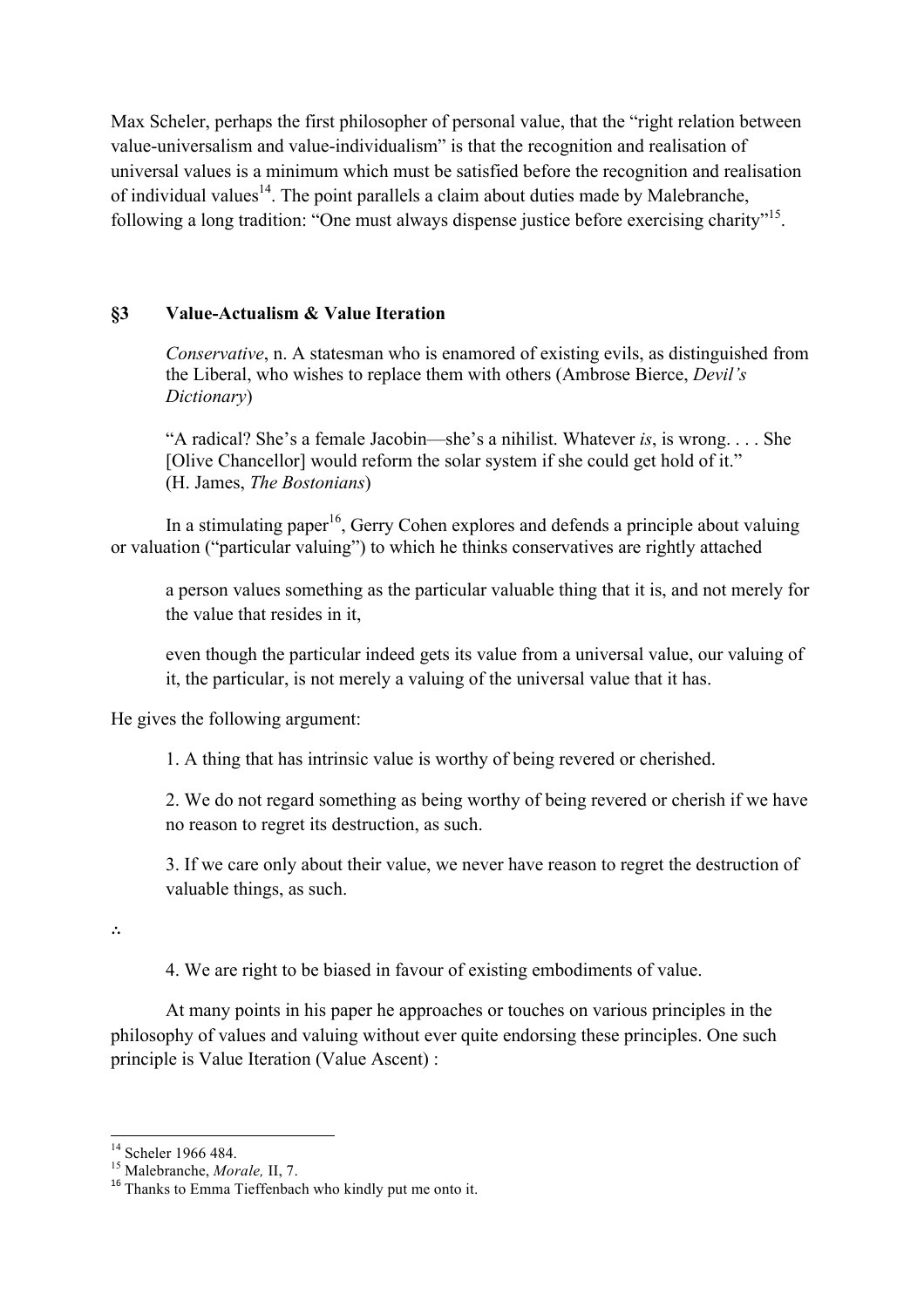Max Scheler, perhaps the first philosopher of personal value, that the "right relation between value-universalism and value-individualism" is that the recognition and realisation of universal values is a minimum which must be satisfied before the recognition and realisation of individual values[14]. The point parallels a claim about duties made by Malebranche, following a long tradition: "One must always dispense justice before exercising charity"[15].

### §3 Value-Actualism & Value Iteration

> *Conservative*, n. A statesman who is enamored of existing evils, as distinguished from the Liberal, who wishes to replace them with others (Ambrose Bierce, *Devil's Dictionary*)

> "A radical? She's a female Jacobin—she's a nihilist. Whatever *is*, is wrong. . . . She [Olive Chancellor] would reform the solar system if she could get hold of it." (H. James, *The Bostonians*)

In a stimulating paper[16], Gerry Cohen explores and defends a principle about valuing or valuation ("particular valuing") to which he thinks conservatives are rightly attached

> a person values something as the particular valuable thing that it is, and not merely for the value that resides in it,

> even though the particular indeed gets its value from a universal value, our valuing of it, the particular, is not merely a valuing of the universal value that it has.

He gives the following argument:

> 1. A thing that has intrinsic value is worthy of being revered or cherished.
>
> 2. We do not regard something as being worthy of being revered or cherish if we have no reason to regret its destruction, as such.
>
> 3. If we care only about their value, we never have reason to regret the destruction of valuable things, as such.

∴

> 4. We are right to be biased in favour of existing embodiments of value.

At many points in his paper he approaches or touches on various principles in the philosophy of values and valuing without ever quite endorsing these principles. One such principle is Value Iteration (Value Ascent) :

---

[14] Scheler 1966 484.

[15] Malebranche, *Morale,* II, 7.

[16] Thanks to Emma Tieffenbach who kindly put me onto it.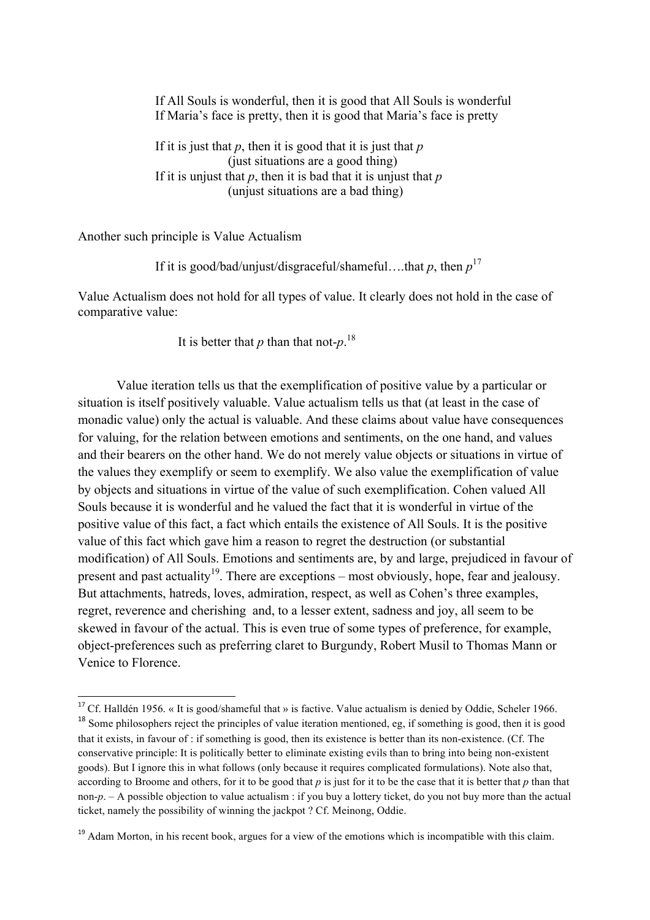If All Souls is wonderful, then it is good that All Souls is wonderful
If Maria's face is pretty, then it is good that Maria's face is pretty

If it is just that *p*, then it is good that it is just that *p*
(just situations are a good thing)
If it is unjust that *p*, then it is bad that it is unjust that *p*
(unjust situations are a bad thing)

Another such principle is Value Actualism

If it is good/bad/unjust/disgraceful/shameful….that *p*, then *p*[17]

Value Actualism does not hold for all types of value. It clearly does not hold in the case of comparative value:

It is better that *p* than that not-*p*.[18]

Value iteration tells us that the exemplification of positive value by a particular or situation is itself positively valuable. Value actualism tells us that (at least in the case of monadic value) only the actual is valuable. And these claims about value have consequences for valuing, for the relation between emotions and sentiments, on the one hand, and values and their bearers on the other hand. We do not merely value objects or situations in virtue of the values they exemplify or seem to exemplify. We also value the exemplification of value by objects and situations in virtue of the value of such exemplification. Cohen valued All Souls because it is wonderful and he valued the fact that it is wonderful in virtue of the positive value of this fact, a fact which entails the existence of All Souls. It is the positive value of this fact which gave him a reason to regret the destruction (or substantial modification) of All Souls. Emotions and sentiments are, by and large, prejudiced in favour of present and past actuality[19]. There are exceptions – most obviously, hope, fear and jealousy. But attachments, hatreds, loves, admiration, respect, as well as Cohen's three examples, regret, reverence and cherishing and, to a lesser extent, sadness and joy, all seem to be skewed in favour of the actual. This is even true of some types of preference, for example, object-preferences such as preferring claret to Burgundy, Robert Musil to Thomas Mann or Venice to Florence.

---

[17] Cf. Halldén 1956. « It is good/shameful that » is factive. Value actualism is denied by Oddie, Scheler 1966.

[18] Some philosophers reject the principles of value iteration mentioned, eg, if something is good, then it is good that it exists, in favour of : if something is good, then its existence is better than its non-existence. (Cf. The conservative principle: It is politically better to eliminate existing evils than to bring into being non-existent goods). But I ignore this in what follows (only because it requires complicated formulations). Note also that, according to Broome and others, for it to be good that *p* is just for it to be the case that it is better that *p* than that non-*p*. – A possible objection to value actualism : if you buy a lottery ticket, do you not buy more than the actual ticket, namely the possibility of winning the jackpot ? Cf. Meinong, Oddie.

[19] Adam Morton, in his recent book, argues for a view of the emotions which is incompatible with this claim.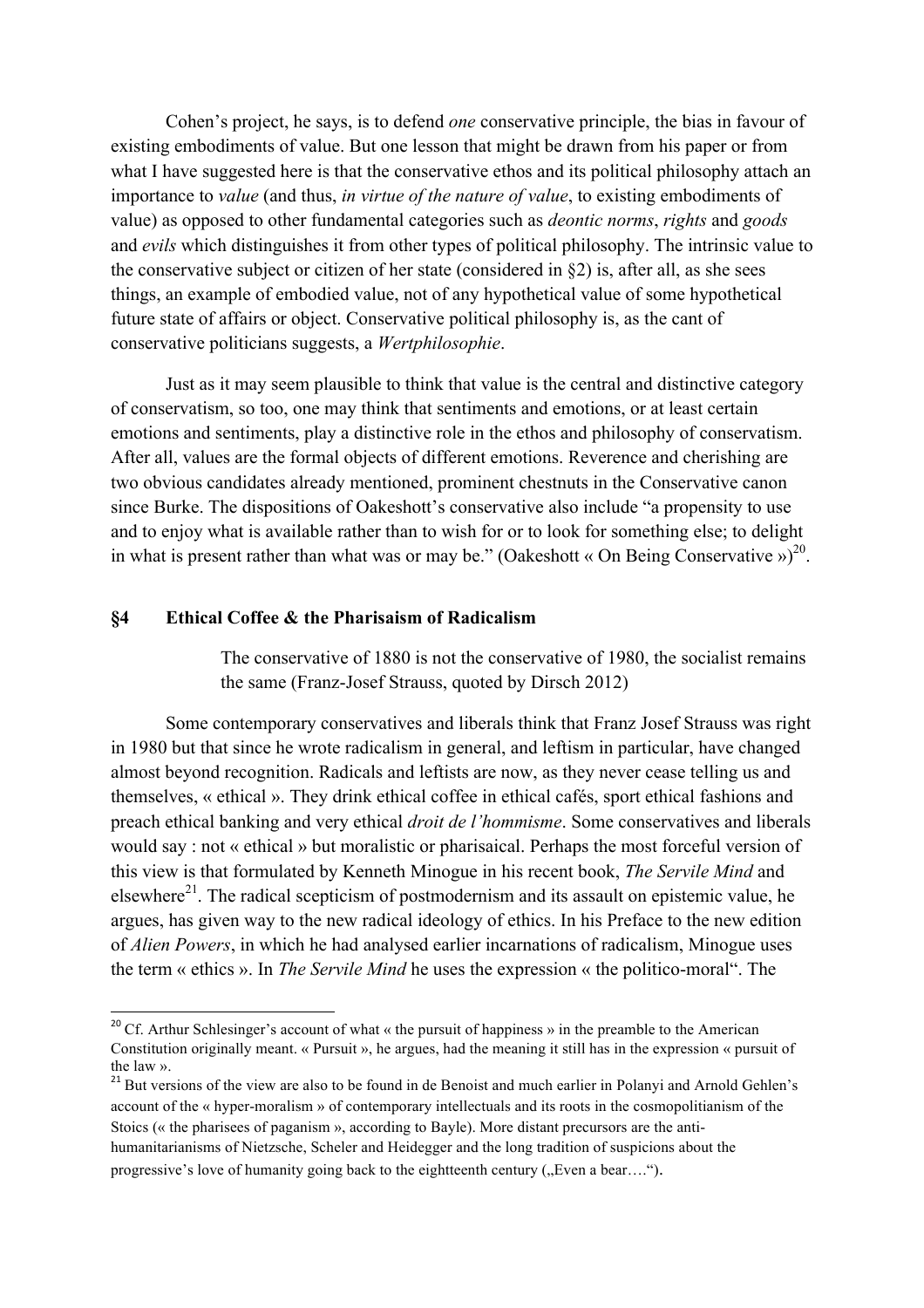Cohen's project, he says, is to defend *one* conservative principle, the bias in favour of existing embodiments of value. But one lesson that might be drawn from his paper or from what I have suggested here is that the conservative ethos and its political philosophy attach an importance to *value* (and thus, *in virtue of the nature of value*, to existing embodiments of value) as opposed to other fundamental categories such as *deontic norms*, *rights* and *goods* and *evils* which distinguishes it from other types of political philosophy. The intrinsic value to the conservative subject or citizen of her state (considered in §2) is, after all, as she sees things, an example of embodied value, not of any hypothetical value of some hypothetical future state of affairs or object. Conservative political philosophy is, as the cant of conservative politicians suggests, a *Wertphilosophie*.

Just as it may seem plausible to think that value is the central and distinctive category of conservatism, so too, one may think that sentiments and emotions, or at least certain emotions and sentiments, play a distinctive role in the ethos and philosophy of conservatism. After all, values are the formal objects of different emotions. Reverence and cherishing are two obvious candidates already mentioned, prominent chestnuts in the Conservative canon since Burke. The dispositions of Oakeshott's conservative also include "a propensity to use and to enjoy what is available rather than to wish for or to look for something else; to delight in what is present rather than what was or may be." (Oakeshott « On Being Conservative »)[20].

## §4 Ethical Coffee & the Pharisaism of Radicalism

> The conservative of 1880 is not the conservative of 1980, the socialist remains the same (Franz-Josef Strauss, quoted by Dirsch 2012)

Some contemporary conservatives and liberals think that Franz Josef Strauss was right in 1980 but that since he wrote radicalism in general, and leftism in particular, have changed almost beyond recognition. Radicals and leftists are now, as they never cease telling us and themselves, « ethical ». They drink ethical coffee in ethical cafés, sport ethical fashions and preach ethical banking and very ethical *droit de l'hommisme*. Some conservatives and liberals would say : not « ethical » but moralistic or pharisaical. Perhaps the most forceful version of this view is that formulated by Kenneth Minogue in his recent book, *The Servile Mind* and elsewhere[21]. The radical scepticism of postmodernism and its assault on epistemic value, he argues, has given way to the new radical ideology of ethics. In his Preface to the new edition of *Alien Powers*, in which he had analysed earlier incarnations of radicalism, Minogue uses the term « ethics ». In *The Servile Mind* he uses the expression « the politico-moral". The

---

[20] Cf. Arthur Schlesinger's account of what « the pursuit of happiness » in the preamble to the American Constitution originally meant. « Pursuit », he argues, had the meaning it still has in the expression « pursuit of the law ».

[21] But versions of the view are also to be found in de Benoist and much earlier in Polanyi and Arnold Gehlen's account of the « hyper-moralism » of contemporary intellectuals and its roots in the cosmopolitianism of the Stoics (« the pharisees of paganism », according to Bayle). More distant precursors are the anti-humanitarianisms of Nietzsche, Scheler and Heidegger and the long tradition of suspicions about the progressive's love of humanity going back to the eighteenth century („Even a bear….").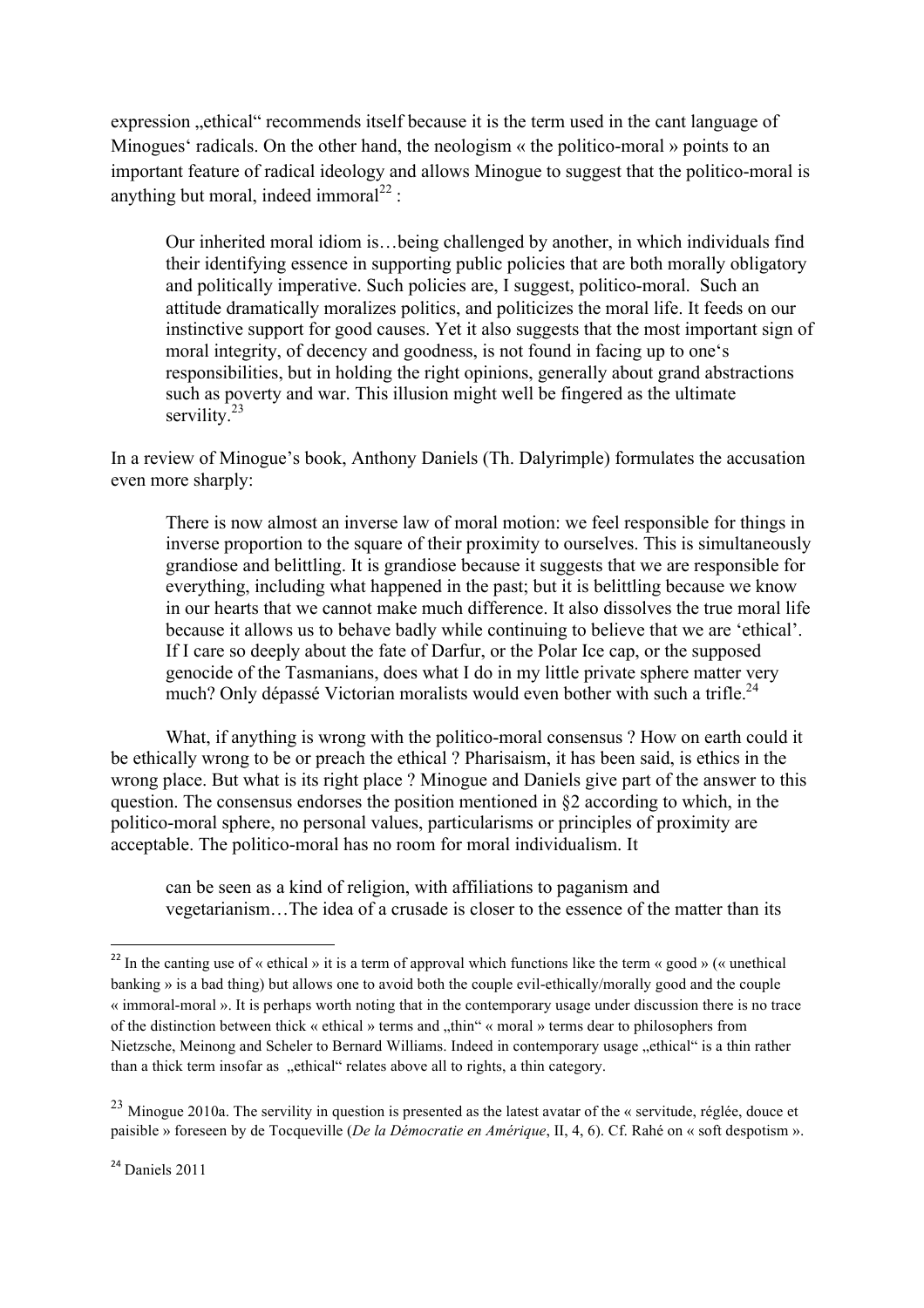expression „ethical“ recommends itself because it is the term used in the cant language of Minogues‘ radicals. On the other hand, the neologism « the politico-moral » points to an important feature of radical ideology and allows Minogue to suggest that the politico-moral is anything but moral, indeed immoral[22] :

> Our inherited moral idiom is…being challenged by another, in which individuals find their identifying essence in supporting public policies that are both morally obligatory and politically imperative. Such policies are, I suggest, politico-moral. Such an attitude dramatically moralizes politics, and politicizes the moral life. It feeds on our instinctive support for good causes. Yet it also suggests that the most important sign of moral integrity, of decency and goodness, is not found in facing up to one‘s responsibilities, but in holding the right opinions, generally about grand abstractions such as poverty and war. This illusion might well be fingered as the ultimate servility.[23]

In a review of Minogue's book, Anthony Daniels (Th. Dalyrimple) formulates the accusation even more sharply:

> There is now almost an inverse law of moral motion: we feel responsible for things in inverse proportion to the square of their proximity to ourselves. This is simultaneously grandiose and belittling. It is grandiose because it suggests that we are responsible for everything, including what happened in the past; but it is belittling because we know in our hearts that we cannot make much difference. It also dissolves the true moral life because it allows us to behave badly while continuing to believe that we are 'ethical'. If I care so deeply about the fate of Darfur, or the Polar Ice cap, or the supposed genocide of the Tasmanians, does what I do in my little private sphere matter very much? Only dépassé Victorian moralists would even bother with such a trifle.[24]

What, if anything is wrong with the politico-moral consensus ? How on earth could it be ethically wrong to be or preach the ethical ? Pharisaism, it has been said, is ethics in the wrong place. But what is its right place ? Minogue and Daniels give part of the answer to this question. The consensus endorses the position mentioned in §2 according to which, in the politico-moral sphere, no personal values, particularisms or principles of proximity are acceptable. The politico-moral has no room for moral individualism. It

> can be seen as a kind of religion, with affiliations to paganism and vegetarianism…The idea of a crusade is closer to the essence of the matter than its

---

[22] In the canting use of « ethical » it is a term of approval which functions like the term « good » (« unethical banking » is a bad thing) but allows one to avoid both the couple evil-ethically/morally good and the couple « immoral-moral ». It is perhaps worth noting that in the contemporary usage under discussion there is no trace of the distinction between thick « ethical » terms and „thin“ « moral » terms dear to philosophers from Nietzsche, Meinong and Scheler to Bernard Williams. Indeed in contemporary usage „ethical“ is a thin rather than a thick term insofar as „ethical“ relates above all to rights, a thin category.

[23] Minogue 2010a. The servility in question is presented as the latest avatar of the « servitude, réglée, douce et paisible » foreseen by de Tocqueville (*De la Démocratie en Amérique*, II, 4, 6). Cf. Rahé on « soft despotism ».

[24] Daniels 2011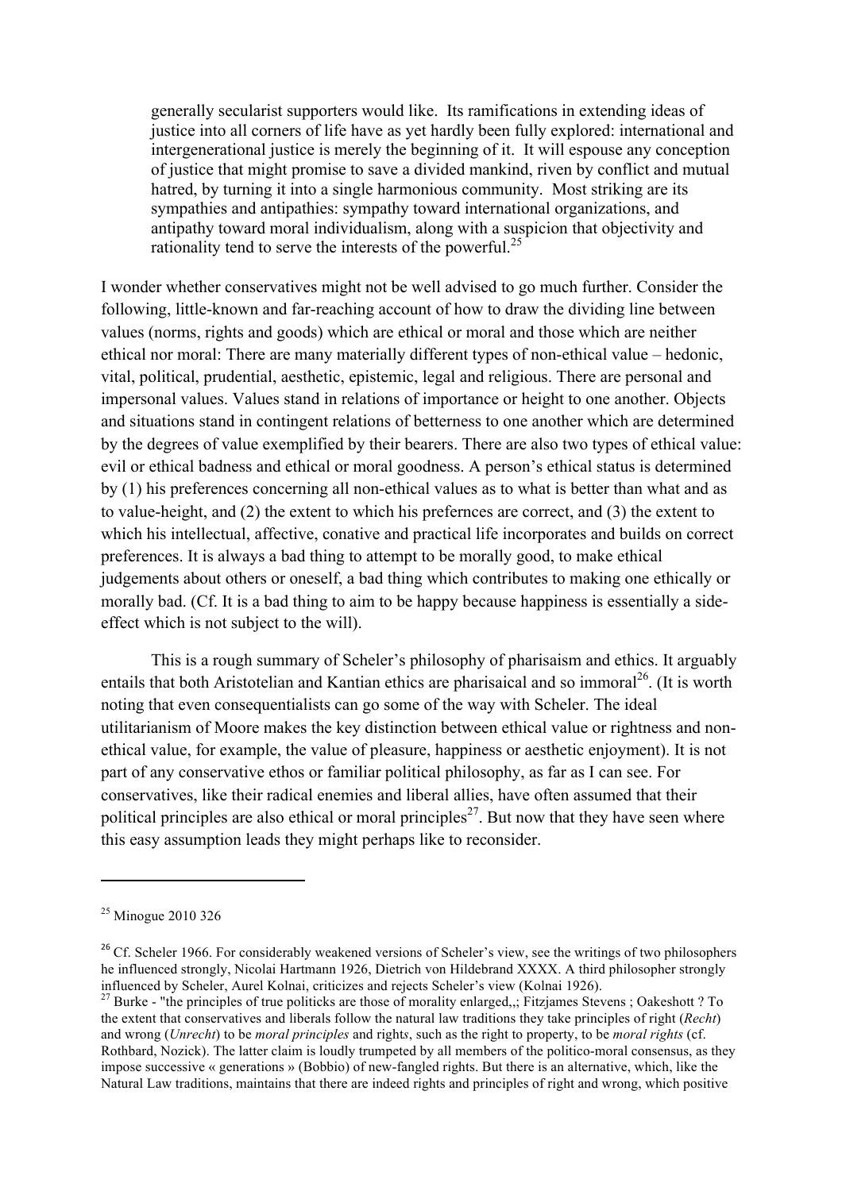> generally secularist supporters would like. Its ramifications in extending ideas of justice into all corners of life have as yet hardly been fully explored: international and intergenerational justice is merely the beginning of it. It will espouse any conception of justice that might promise to save a divided mankind, riven by conflict and mutual hatred, by turning it into a single harmonious community. Most striking are its sympathies and antipathies: sympathy toward international organizations, and antipathy toward moral individualism, along with a suspicion that objectivity and rationality tend to serve the interests of the powerful.[25]

I wonder whether conservatives might not be well advised to go much further. Consider the following, little-known and far-reaching account of how to draw the dividing line between values (norms, rights and goods) which are ethical or moral and those which are neither ethical nor moral: There are many materially different types of non-ethical value – hedonic, vital, political, prudential, aesthetic, epistemic, legal and religious. There are personal and impersonal values. Values stand in relations of importance or height to one another. Objects and situations stand in contingent relations of betterness to one another which are determined by the degrees of value exemplified by their bearers. There are also two types of ethical value: evil or ethical badness and ethical or moral goodness. A person's ethical status is determined by (1) his preferences concerning all non-ethical values as to what is better than what and as to value-height, and (2) the extent to which his prefernces are correct, and (3) the extent to which his intellectual, affective, conative and practical life incorporates and builds on correct preferences. It is always a bad thing to attempt to be morally good, to make ethical judgements about others or oneself, a bad thing which contributes to making one ethically or morally bad. (Cf. It is a bad thing to aim to be happy because happiness is essentially a side-effect which is not subject to the will).

This is a rough summary of Scheler's philosophy of pharisaism and ethics. It arguably entails that both Aristotelian and Kantian ethics are pharisaical and so immoral[26]. (It is worth noting that even consequentialists can go some of the way with Scheler. The ideal utilitarianism of Moore makes the key distinction between ethical value or rightness and non-ethical value, for example, the value of pleasure, happiness or aesthetic enjoyment). It is not part of any conservative ethos or familiar political philosophy, as far as I can see. For conservatives, like their radical enemies and liberal allies, have often assumed that their political principles are also ethical or moral principles[27]. But now that they have seen where this easy assumption leads they might perhaps like to reconsider.

---

[25] Minogue 2010 326

[26] Cf. Scheler 1966. For considerably weakened versions of Scheler's view, see the writings of two philosophers he influenced strongly, Nicolai Hartmann 1926, Dietrich von Hildebrand XXXX. A third philosopher strongly influenced by Scheler, Aurel Kolnai, criticizes and rejects Scheler's view (Kolnai 1926).

[27] Burke - "the principles of true politicks are those of morality enlarged,,; Fitzjames Stevens ; Oakeshott ? To the extent that conservatives and liberals follow the natural law traditions they take principles of right (*Recht*) and wrong (*Unrecht*) to be *moral principles* and right*s*, such as the right to property, to be *moral rights* (cf. Rothbard, Nozick). The latter claim is loudly trumpeted by all members of the politico-moral consensus, as they impose successive « generations » (Bobbio) of new-fangled rights. But there is an alternative, which, like the Natural Law traditions, maintains that there are indeed rights and principles of right and wrong, which positive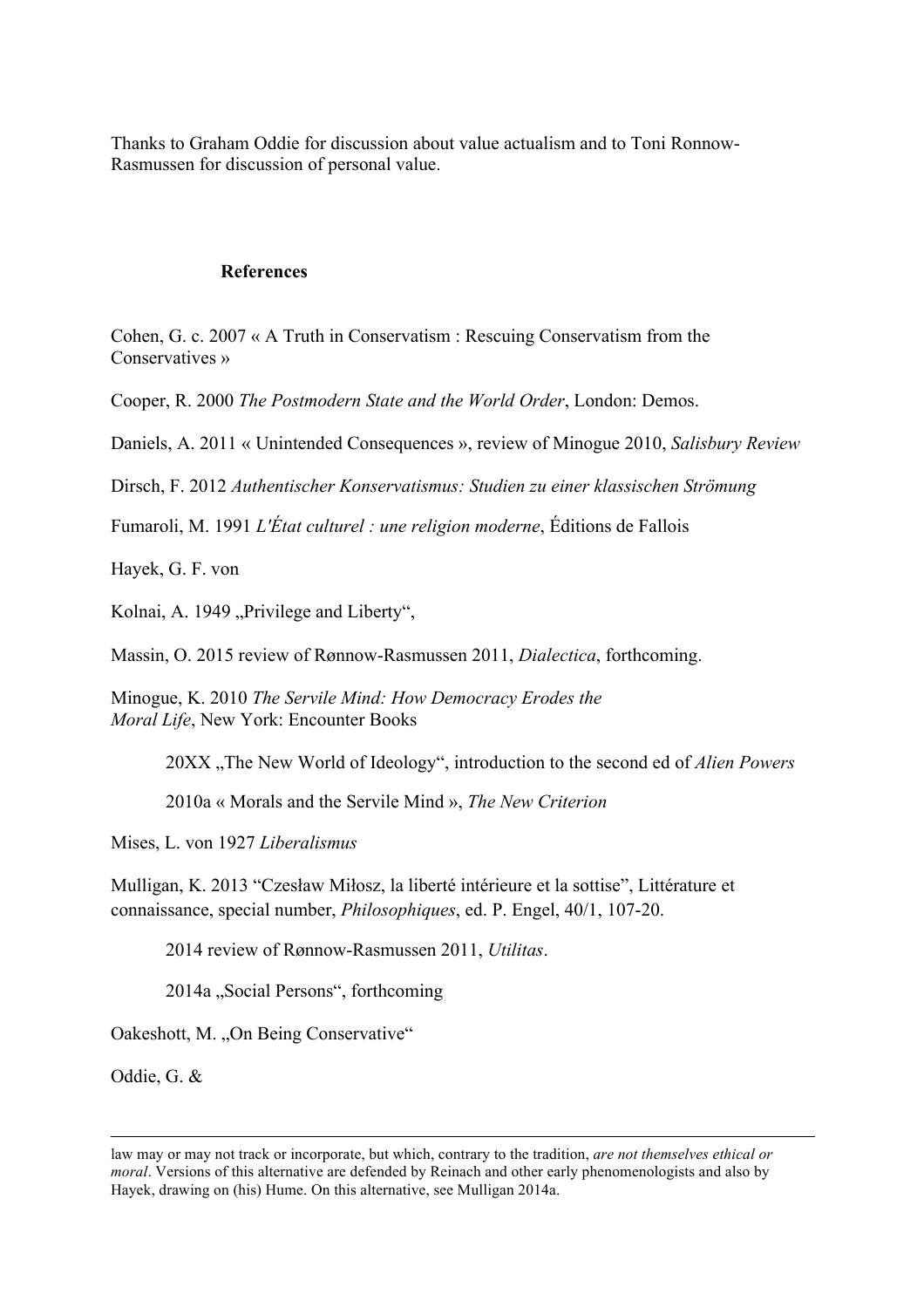Thanks to Graham Oddie for discussion about value actualism and to Toni Ronnow-Rasmussen for discussion of personal value.

## References

Cohen, G. c. 2007 « A Truth in Conservatism : Rescuing Conservatism from the Conservatives »

Cooper, R. 2000 *The Postmodern State and the World Order*, London: Demos.

Daniels, A. 2011 « Unintended Consequences », review of Minogue 2010, *Salisbury Review*

Dirsch, F. 2012 *Authentischer Konservatismus: Studien zu einer klassischen Strömung*

Fumaroli, M. 1991 *L'État culturel : une religion moderne*, Éditions de Fallois

Hayek, G. F. von

Kolnai, A. 1949 „Privilege and Liberty",

Massin, O. 2015 review of Rønnow-Rasmussen 2011, *Dialectica*, forthcoming.

Minogue, K. 2010 *The Servile Mind: How Democracy Erodes the Moral Life*, New York: Encounter Books

20XX „The New World of Ideology", introduction to the second ed of *Alien Powers*

2010a « Morals and the Servile Mind », *The New Criterion*

Mises, L. von 1927 *Liberalismus*

Mulligan, K. 2013 "Czesław Miłosz, la liberté intérieure et la sottise", Littérature et connaissance, special number, *Philosophiques*, ed. P. Engel, 40/1, 107-20.

2014 review of Rønnow-Rasmussen 2011, *Utilitas*.

2014a „Social Persons", forthcoming

Oakeshott, M. „On Being Conservative"

Oddie, G. &

---

law may or may not track or incorporate, but which, contrary to the tradition, *are not themselves ethical or moral*. Versions of this alternative are defended by Reinach and other early phenomenologists and also by Hayek, drawing on (his) Hume. On this alternative, see Mulligan 2014a.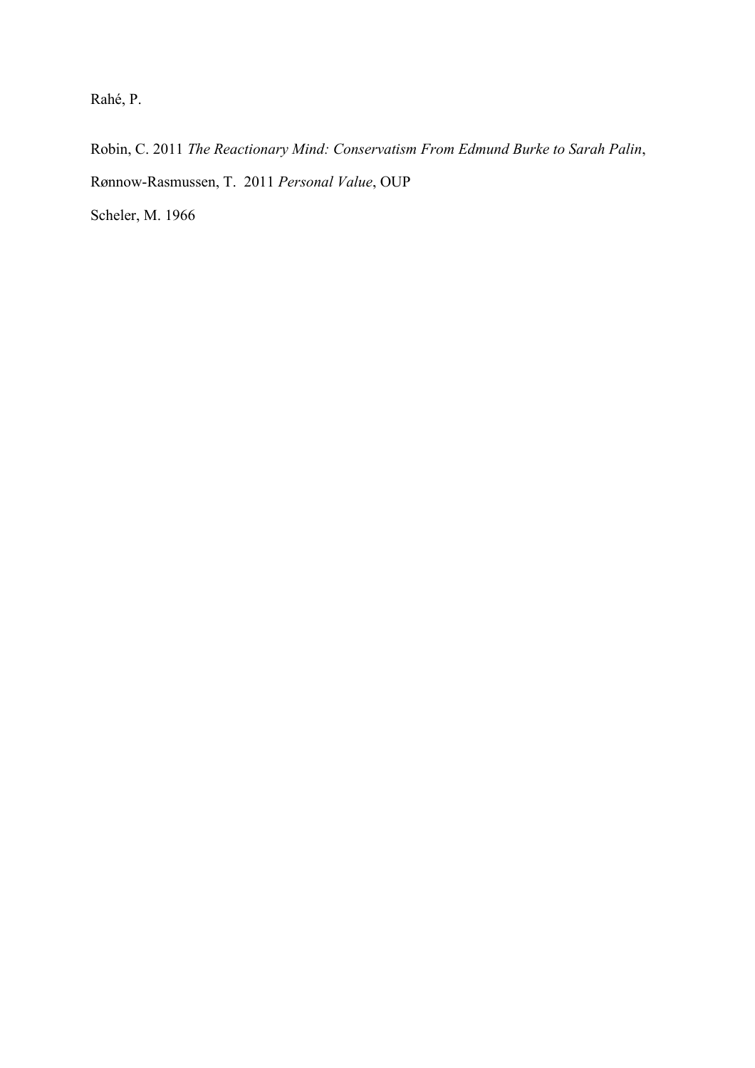Rahé, P.

Robin, C. 2011 *The Reactionary Mind: Conservatism From Edmund Burke to Sarah Palin*,

Rønnow-Rasmussen, T. 2011 *Personal Value*, OUP

Scheler, M. 1966